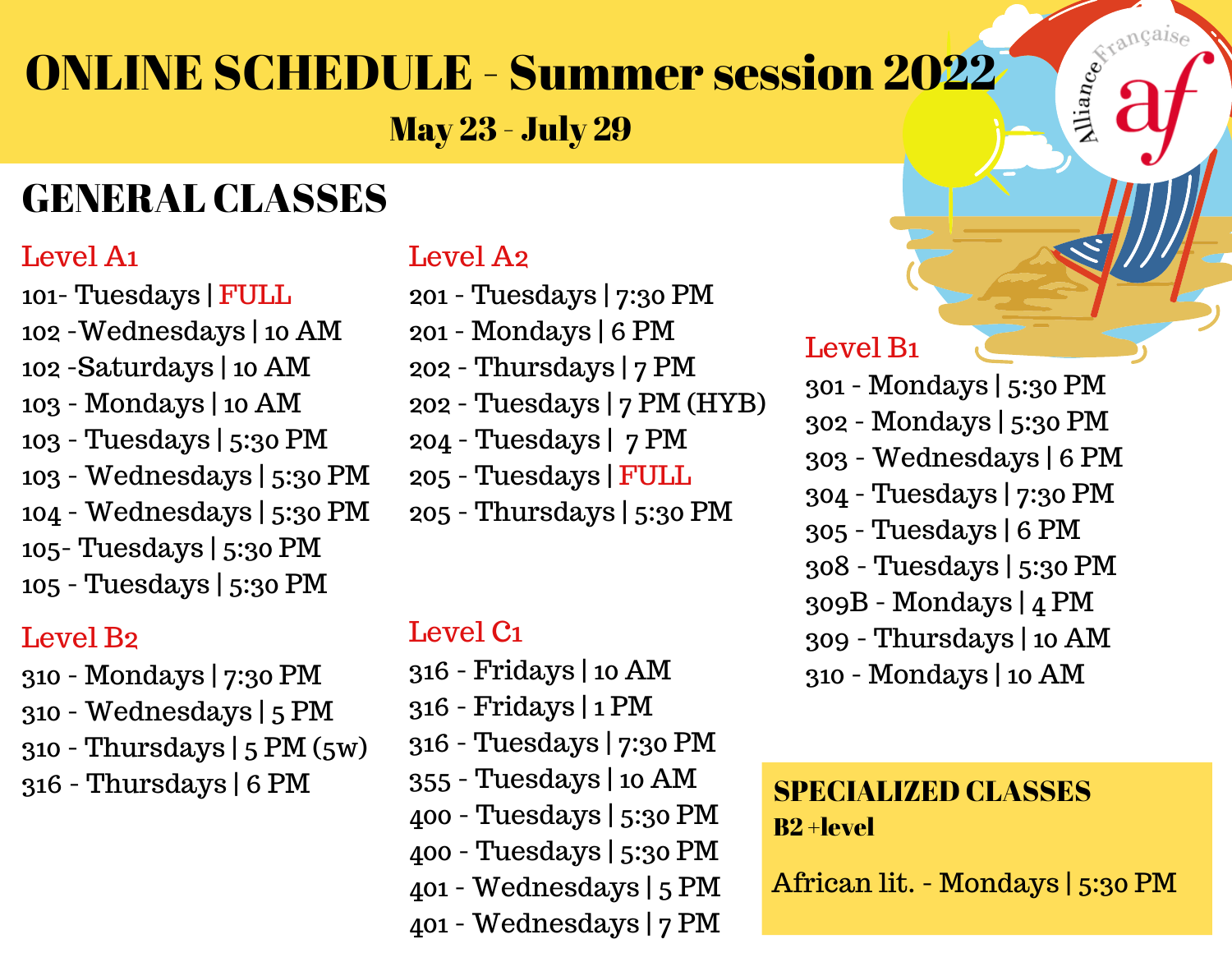# ONLINE SCHEDULE - Summer session 2022

**May 23 - July 29**

## GENERAL CLASSES

### Level A1

101- Tuesdays | FULL
102 -Wednesdays | 10 AM
102 -Saturdays | 10 AM
103 - Mondays | 10 AM
103 - Tuesdays | 5:30 PM
103 - Wednesdays | 5:30 PM
104 - Wednesdays | 5:30 PM
105- Tuesdays | 5:30 PM
105 - Tuesdays | 5:30 PM

### Level B2

310 - Mondays | 7:30 PM
310 - Wednesdays | 5 PM
310 - Thursdays | 5 PM (5w)
316 - Thursdays | 6 PM

### Level A2

201 - Tuesdays | 7:30 PM
201 - Mondays | 6 PM
202 - Thursdays | 7 PM
202 - Tuesdays | 7 PM (HYB)
204 - Tuesdays | 7 PM
205 - Tuesdays | FULL
205 - Thursdays | 5:30 PM

### Level C1

316 - Fridays | 10 AM
316 - Fridays | 1 PM
316 - Tuesdays | 7:30 PM
355 - Tuesdays | 10 AM
400 - Tuesdays | 5:30 PM
400 - Tuesdays | 5:30 PM
401 - Wednesdays | 5 PM
401 - Wednesdays | 7 PM

### Level B1

301 - Mondays | 5:30 PM
302 - Mondays | 5:30 PM
303 - Wednesdays | 6 PM
304 - Tuesdays | 7:30 PM
305 - Tuesdays | 6 PM
308 - Tuesdays | 5:30 PM
309B - Mondays | 4 PM
309 - Thursdays | 10 AM
310 - Mondays | 10 AM

## SPECIALIZED CLASSES

**B2 +level**

African lit. - Mondays | 5:30 PM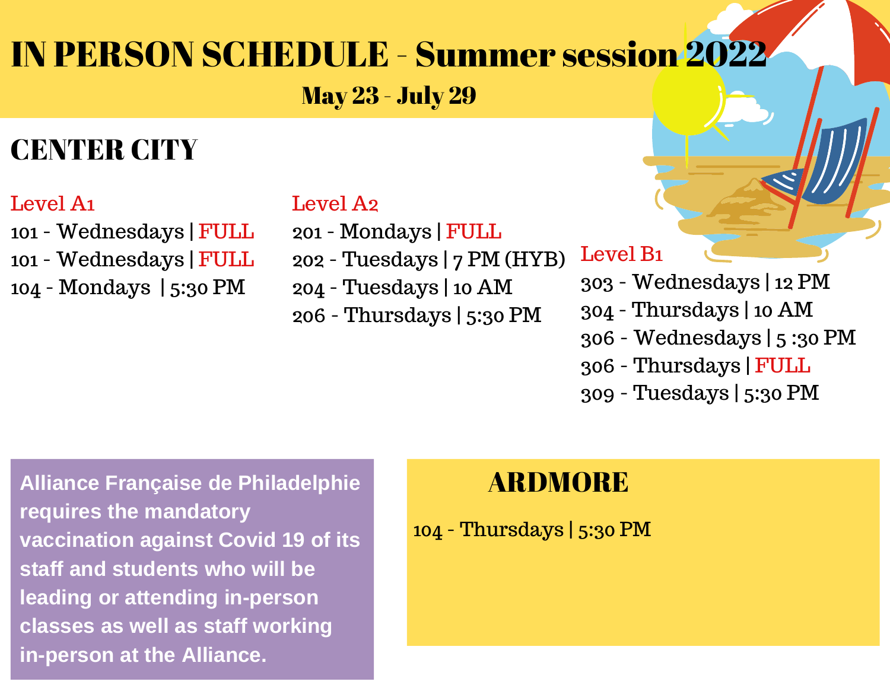# IN PERSON SCHEDULE - Summer session 2022

**May 23 - July 29**

## CENTER CITY

### Level A1

101 - Wednesdays | FULL
101 - Wednesdays | FULL
104 - Mondays | 5:30 PM

### Level A2

201 - Mondays | FULL
202 - Tuesdays | 7 PM (HYB)
204 - Tuesdays | 10 AM
206 - Thursdays | 5:30 PM

### Level B1

303 - Wednesdays | 12 PM
304 - Thursdays | 10 AM
306 - Wednesdays | 5 :30 PM
306 - Thursdays | FULL
309 - Tuesdays | 5:30 PM

**Alliance Française de Philadelphie requires the mandatory vaccination against Covid 19 of its staff and students who will be leading or attending in-person classes as well as staff working in-person at the Alliance.**

## ARDMORE

104 - Thursdays | 5:30 PM